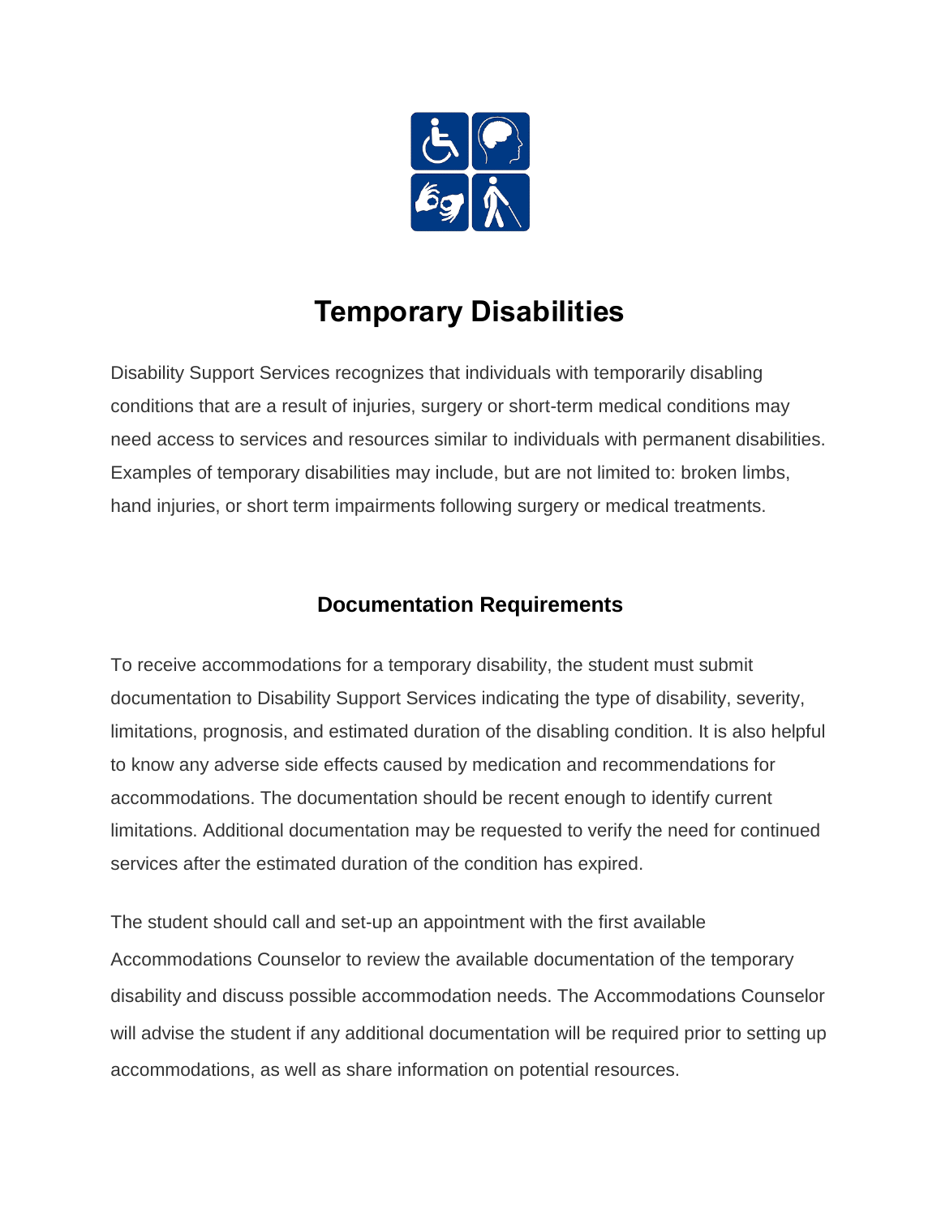# Temporary Disabilities

Disability Support Services recognizes that individuals with temporarily disabling conditions that are a result of injuries, surgery or short-term medical conditions may need access to services and resources similar to individuals with permanent disabilities. Examples of temporary disabilities may include, but are not limited to: broken limbs, hand injuries, or short term impairments following surgery or medical treatments.

## Documentation Requirements

To receive accommodations for a temporary disability, the student must submit documentation to Disability Support Services indicating the type of disability, severity, limitations, prognosis, and estimated duration of the disabling condition. It is also helpful to know any adverse side effects caused by medication and recommendations for accommodations. The documentation should be recent enough to identify current limitations. Additional documentation may be requested to verify the need for continued services after the estimated duration of the condition has expired.

The student should call and set-up an appointment with the first available Accommodations Counselor to review the available documentation of the temporary disability and discuss possible accommodation needs. The Accommodations Counselor will advise the student if any additional documentation will be required prior to setting up accommodations, as well as share information on potential resources.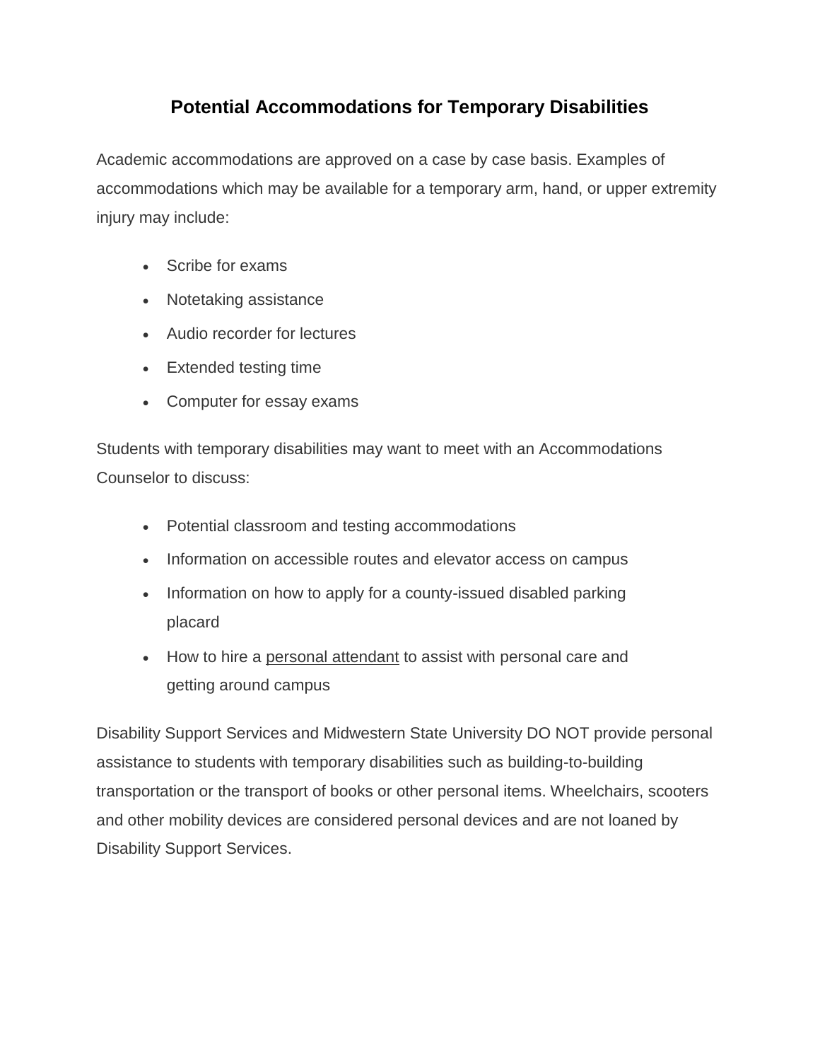# Potential Accommodations for Temporary Disabilities

Academic accommodations are approved on a case by case basis. Examples of accommodations which may be available for a temporary arm, hand, or upper extremity injury may include:

- Scribe for exams
- Notetaking assistance
- Audio recorder for lectures
- Extended testing time
- Computer for essay exams

Students with temporary disabilities may want to meet with an Accommodations Counselor to discuss:

- Potential classroom and testing accommodations
- Information on accessible routes and elevator access on campus
- Information on how to apply for a county-issued disabled parking placard
- How to hire a personal attendant to assist with personal care and getting around campus

Disability Support Services and Midwestern State University DO NOT provide personal assistance to students with temporary disabilities such as building-to-building transportation or the transport of books or other personal items. Wheelchairs, scooters and other mobility devices are considered personal devices and are not loaned by Disability Support Services.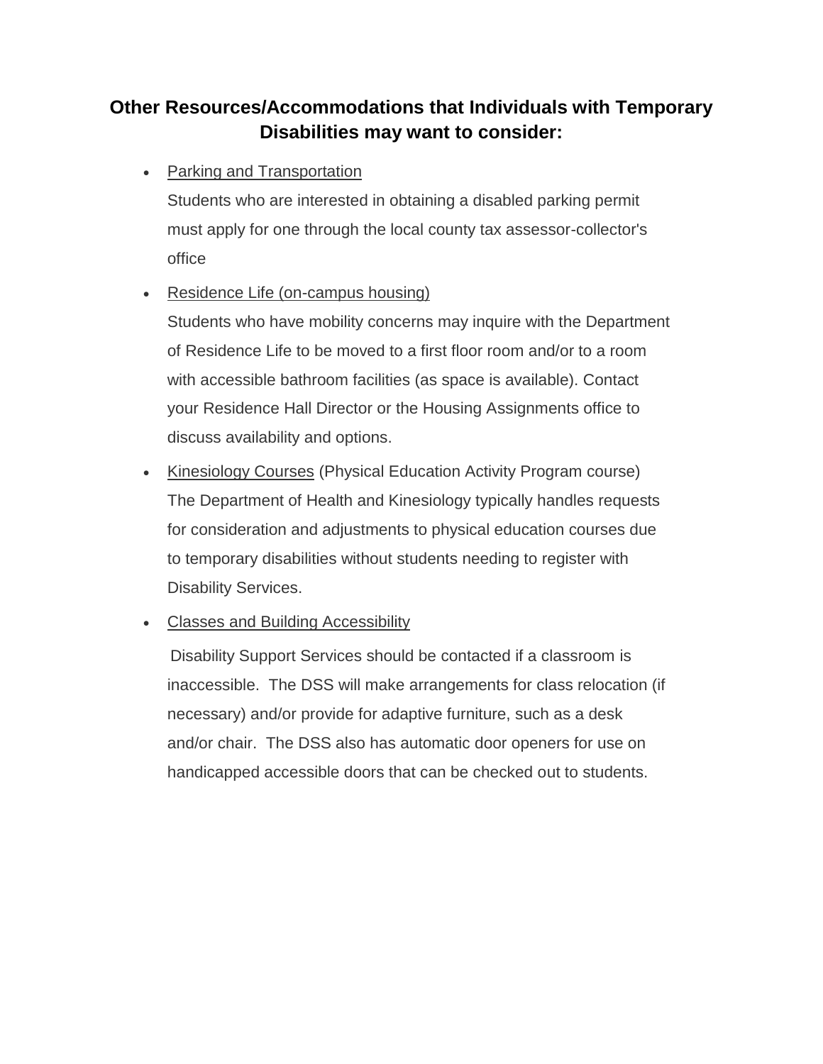## Other Resources/Accommodations that Individuals with Temporary Disabilities may want to consider:

- Parking and Transportation

  Students who are interested in obtaining a disabled parking permit must apply for one through the local county tax assessor-collector's office

- Residence Life (on-campus housing)

  Students who have mobility concerns may inquire with the Department of Residence Life to be moved to a first floor room and/or to a room with accessible bathroom facilities (as space is available). Contact your Residence Hall Director or the Housing Assignments office to discuss availability and options.

- Kinesiology Courses (Physical Education Activity Program course)

  The Department of Health and Kinesiology typically handles requests for consideration and adjustments to physical education courses due to temporary disabilities without students needing to register with Disability Services.

- Classes and Building Accessibility

  Disability Support Services should be contacted if a classroom is inaccessible. The DSS will make arrangements for class relocation (if necessary) and/or provide for adaptive furniture, such as a desk and/or chair. The DSS also has automatic door openers for use on handicapped accessible doors that can be checked out to students.